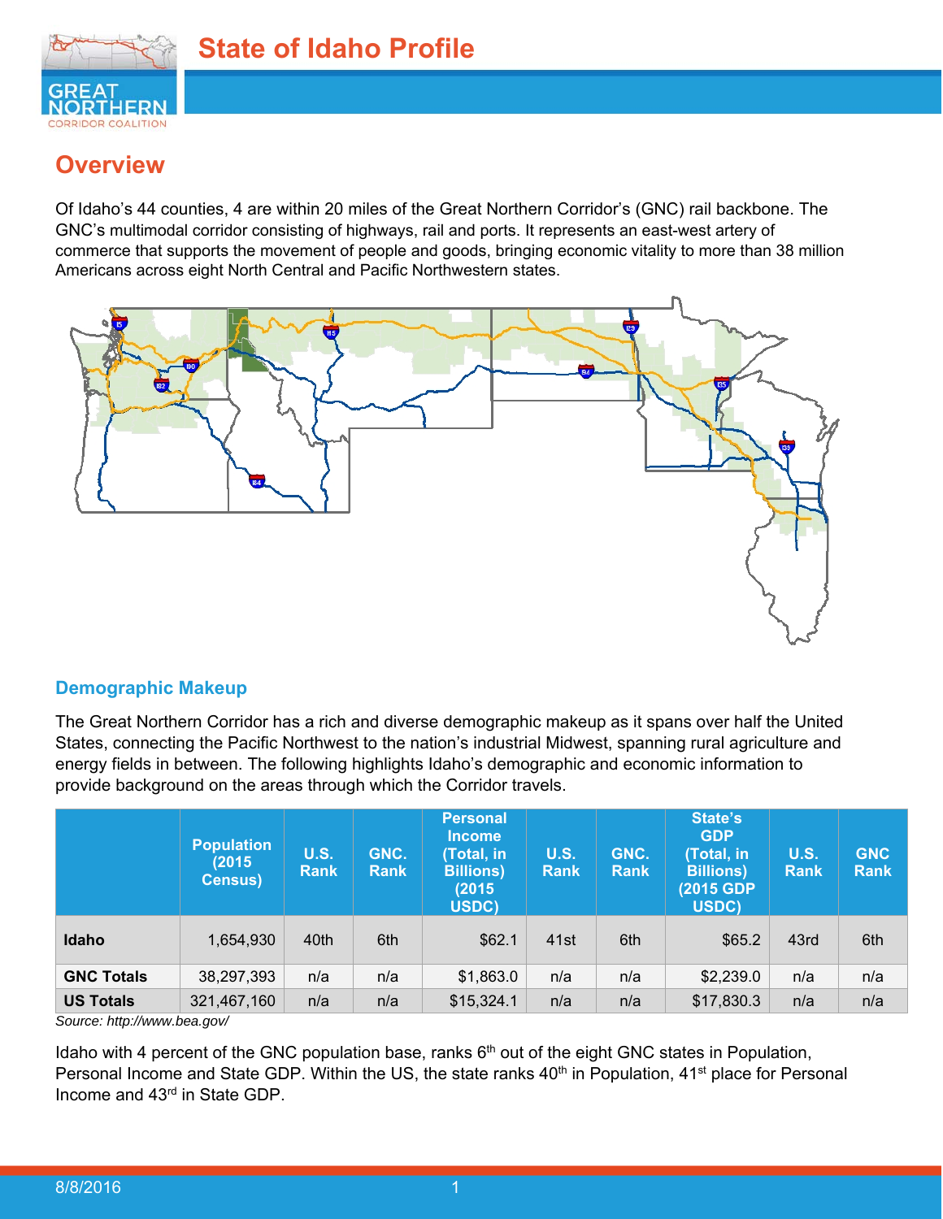# State of Idaho Profile

## Overview

Of Idaho's 44 counties, 4 are within 20 miles of the Great Northern Corridor's (GNC) rail backbone. The GNC's multimodal corridor consisting of highways, rail and ports. It represents an east-west artery of commerce that supports the movement of people and goods, bringing economic vitality to more than 38 million Americans across eight North Central and Pacific Northwestern states.

### Demographic Makeup

The Great Northern Corridor has a rich and diverse demographic makeup as it spans over half the United States, connecting the Pacific Northwest to the nation's industrial Midwest, spanning rural agriculture and energy fields in between. The following highlights Idaho's demographic and economic information to provide background on the areas through which the Corridor travels.

| | Population (2015 Census) | U.S. Rank | GNC. Rank | Personal Income (Total, in Billions) (2015 USDC) | U.S. Rank | GNC. Rank | State's GDP (Total, in Billions) (2015 GDP USDC) | U.S. Rank | GNC Rank |
|---|---|---|---|---|---|---|---|---|---|
| **Idaho** | 1,654,930 | 40th | 6th | $62.1 | 41st | 6th | $65.2 | 43rd | 6th |
| **GNC Totals** | 38,297,393 | n/a | n/a | $1,863.0 | n/a | n/a | $2,239.0 | n/a | n/a |
| **US Totals** | 321,467,160 | n/a | n/a | $15,324.1 | n/a | n/a | $17,830.3 | n/a | n/a |

*Source: http://www.bea.gov/*

Idaho with 4 percent of the GNC population base, ranks 6th out of the eight GNC states in Population, Personal Income and State GDP. Within the US, the state ranks 40th in Population, 41st place for Personal Income and 43rd in State GDP.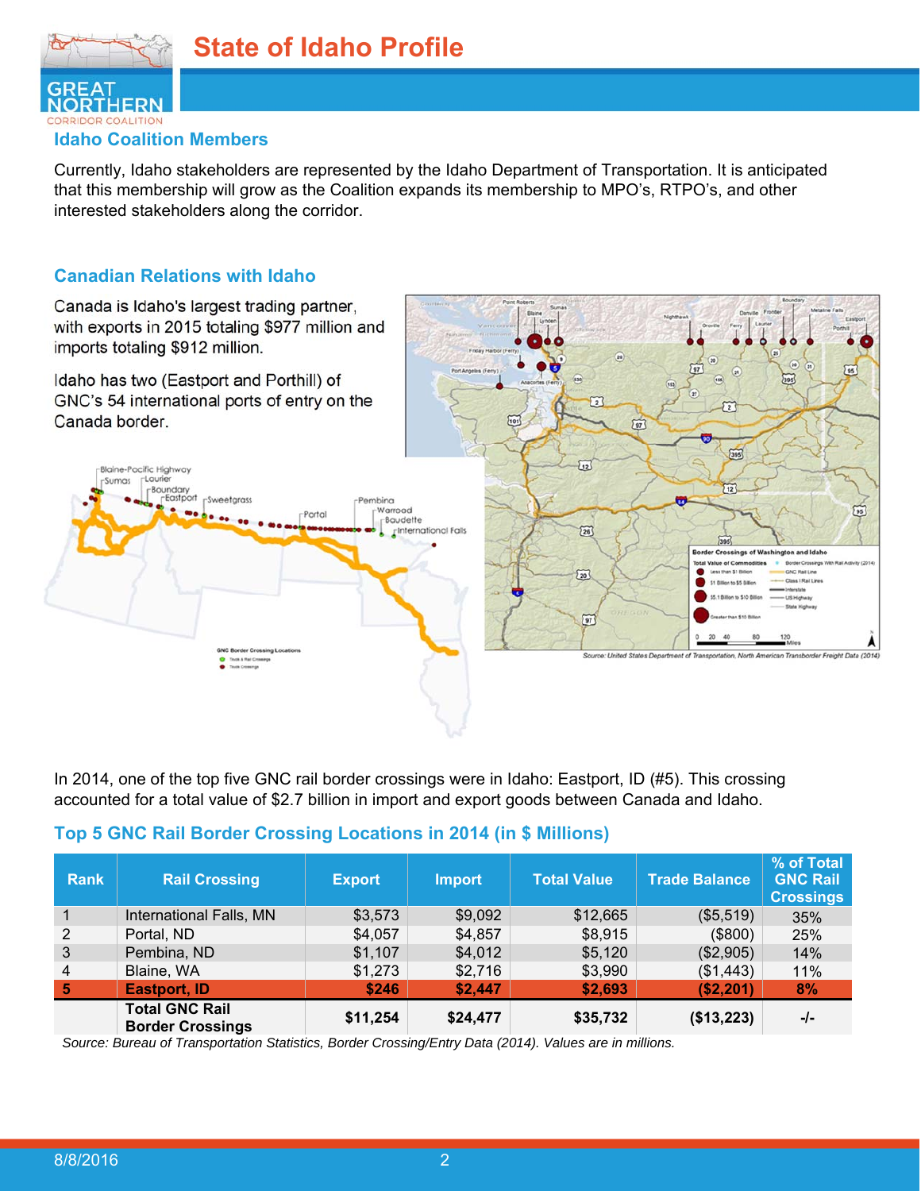# State of Idaho Profile

## Idaho Coalition Members

Currently, Idaho stakeholders are represented by the Idaho Department of Transportation. It is anticipated that this membership will grow as the Coalition expands its membership to MPO's, RTPO's, and other interested stakeholders along the corridor.

## Canadian Relations with Idaho

Canada is Idaho's largest trading partner, with exports in 2015 totaling $977 million and imports totaling $912 million.

Idaho has two (Eastport and Porthill) of GNC's 54 international ports of entry on the Canada border.

Source: United States Department of Transportation, North American Transborder Freight Data (2014)

In 2014, one of the top five GNC rail border crossings were in Idaho: Eastport, ID (#5). This crossing accounted for a total value of $2.7 billion in import and export goods between Canada and Idaho.

## Top 5 GNC Rail Border Crossing Locations in 2014 (in $ Millions)

| Rank | Rail Crossing | Export | Import | Total Value | Trade Balance | % of Total GNC Rail Crossings |
|---|---|---|---|---|---|---|
| 1 | International Falls, MN | $3,573 | $9,092 | $12,665 | ($5,519) | 35% |
| 2 | Portal, ND | $4,057 | $4,857 | $8,915 | ($800) | 25% |
| 3 | Pembina, ND | $1,107 | $4,012 | $5,120 | ($2,905) | 14% |
| 4 | Blaine, WA | $1,273 | $2,716 | $3,990 | ($1,443) | 11% |
| **5** | **Eastport, ID** | **$246** | **$2,447** | **$2,693** | **($2,201)** | **8%** |
| | **Total GNC Rail Border Crossings** | **$11,254** | **$24,477** | **$35,732** | **($13,223)** | **-/-** |

*Source: Bureau of Transportation Statistics, Border Crossing/Entry Data (2014). Values are in millions.*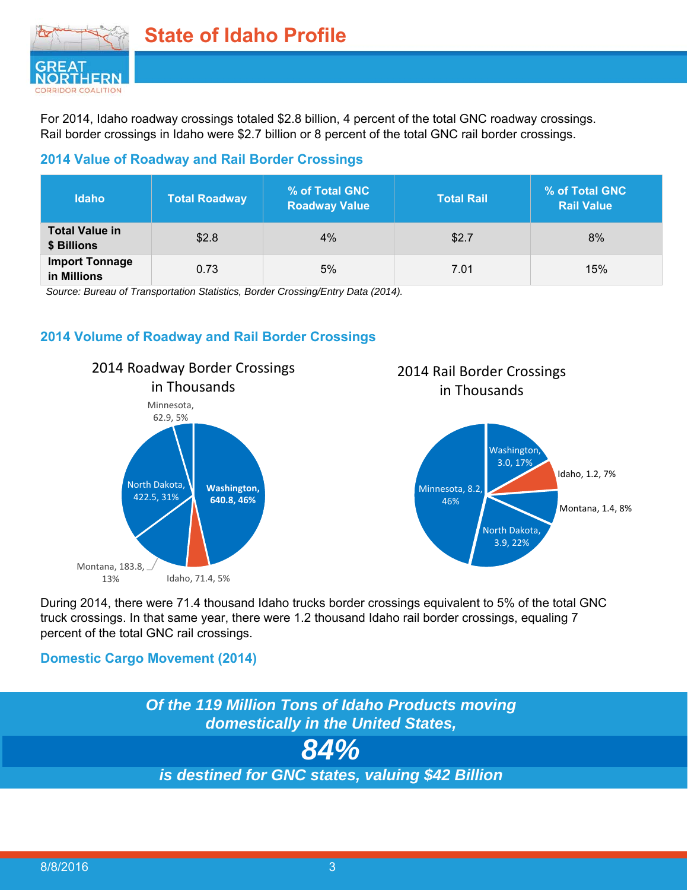# State of Idaho Profile

For 2014, Idaho roadway crossings totaled $2.8 billion, 4 percent of the total GNC roadway crossings. Rail border crossings in Idaho were $2.7 billion or 8 percent of the total GNC rail border crossings.

### 2014 Value of Roadway and Rail Border Crossings

| Idaho | Total Roadway | % of Total GNC Roadway Value | Total Rail | % of Total GNC Rail Value |
|---|---|---|---|---|
| **Total Value in $ Billions** | $2.8 | 4% | $2.7 | 8% |
| **Import Tonnage in Millions** | 0.73 | 5% | 7.01 | 15% |

*Source: Bureau of Transportation Statistics, Border Crossing/Entry Data (2014).*

### 2014 Volume of Roadway and Rail Border Crossings

2014 Roadway Border Crossings in Thousands

| State | Crossings (Thousands) | Share |
|---|---|---|
| Washington | 640.8 | 46% |
| North Dakota | 422.5 | 31% |
| Montana | 183.8 | 13% |
| Idaho | 71.4 | 5% |
| Minnesota | 62.9 | 5% |

2014 Rail Border Crossings in Thousands

| State | Crossings (Thousands) | Share |
|---|---|---|
| Minnesota | 8.2 | 46% |
| North Dakota | 3.9 | 22% |
| Washington | 3.0 | 17% |
| Montana | 1.4 | 8% |
| Idaho | 1.2 | 7% |

During 2014, there were 71.4 thousand Idaho trucks border crossings equivalent to 5% of the total GNC truck crossings. In that same year, there were 1.2 thousand Idaho rail border crossings, equaling 7 percent of the total GNC rail crossings.

### Domestic Cargo Movement (2014)

***Of the 119 Million Tons of Idaho Products moving domestically in the United States,***

***84%***

***is destined for GNC states, valuing $42 Billion***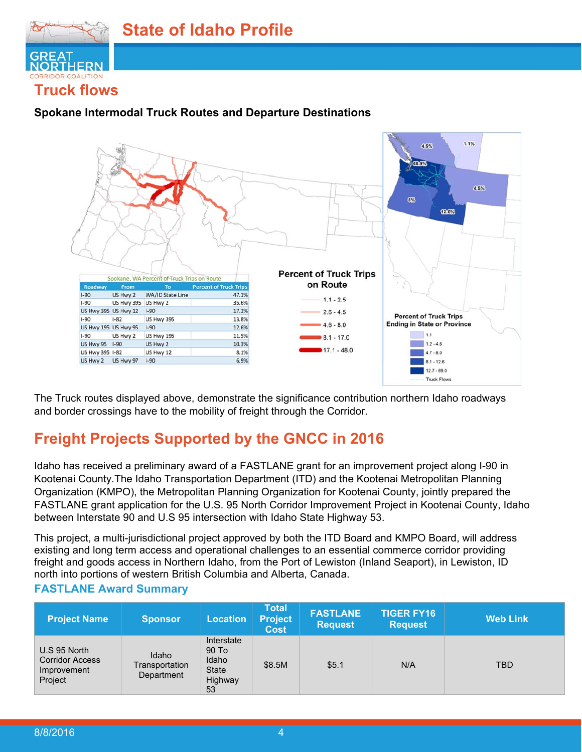# State of Idaho Profile

## Truck flows

**Spokane Intermodal Truck Routes and Departure Destinations**

Spokane, WA Percent of Truck Trips on Route

| Roadway | From | To | Percent of Truck Trips |
|---|---|---|---|
| I-90 | US Hwy 2 | WA/ID State Line | 47.1% |
| I-90 | US Hwy 395 | US Hwy 2 | 35.6% |
| US Hwy 395 | US Hwy 12 | I-90 | 17.2% |
| I-90 | I-82 | US Hwy 395 | 13.8% |
| US Hwy 195 | US Hwy 95 | I-90 | 12.6% |
| I-90 | US Hwy 2 | US Hwy 195 | 11.5% |
| US Hwy 95 | I-90 | US Hwy 2 | 10.3% |
| US Hwy 395 | I-82 | US Hwy 12 | 8.1% |
| US Hwy 2 | US Hwy 97 | I-90 | 6.9% |

Percent of Truck Trips on Route

- 1.1 - 2.5
- 2.6 - 4.5
- 4.6 - 8.0
- 8.1 - 17.0
- 17.1 - 48.0

Percent of Truck Trips Ending in State or Province

- 1.1
- 1.2 - 4.6
- 4.7 - 8.0
- 8.1 - 12.6
- 12.7 - 69.0
- Truck Flows

4.5% 1.1% 68.9% 4.5% 8% 12.6%

The Truck routes displayed above, demonstrate the significance contribution northern Idaho roadways and border crossings have to the mobility of freight through the Corridor.

## Freight Projects Supported by the GNCC in 2016

Idaho has received a preliminary award of a FASTLANE grant for an improvement project along I-90 in Kootenai County.The Idaho Transportation Department (ITD) and the Kootenai Metropolitan Planning Organization (KMPO), the Metropolitan Planning Organization for Kootenai County, jointly prepared the FASTLANE grant application for the U.S. 95 North Corridor Improvement Project in Kootenai County, Idaho between Interstate 90 and U.S 95 intersection with Idaho State Highway 53.

This project, a multi-jurisdictional project approved by both the ITD Board and KMPO Board, will address existing and long term access and operational challenges to an essential commerce corridor providing freight and goods access in Northern Idaho, from the Port of Lewiston (Inland Seaport), in Lewiston, ID north into portions of western British Columbia and Alberta, Canada.

### FASTLANE Award Summary

| Project Name | Sponsor | Location | Total Project Cost | FASTLANE Request | TIGER FY16 Request | Web Link |
|---|---|---|---|---|---|---|
| U.S 95 North Corridor Access Improvement Project | Idaho Transportation Department | Interstate 90 To Idaho State Highway 53 | $8.5M | $5.1 | N/A | TBD |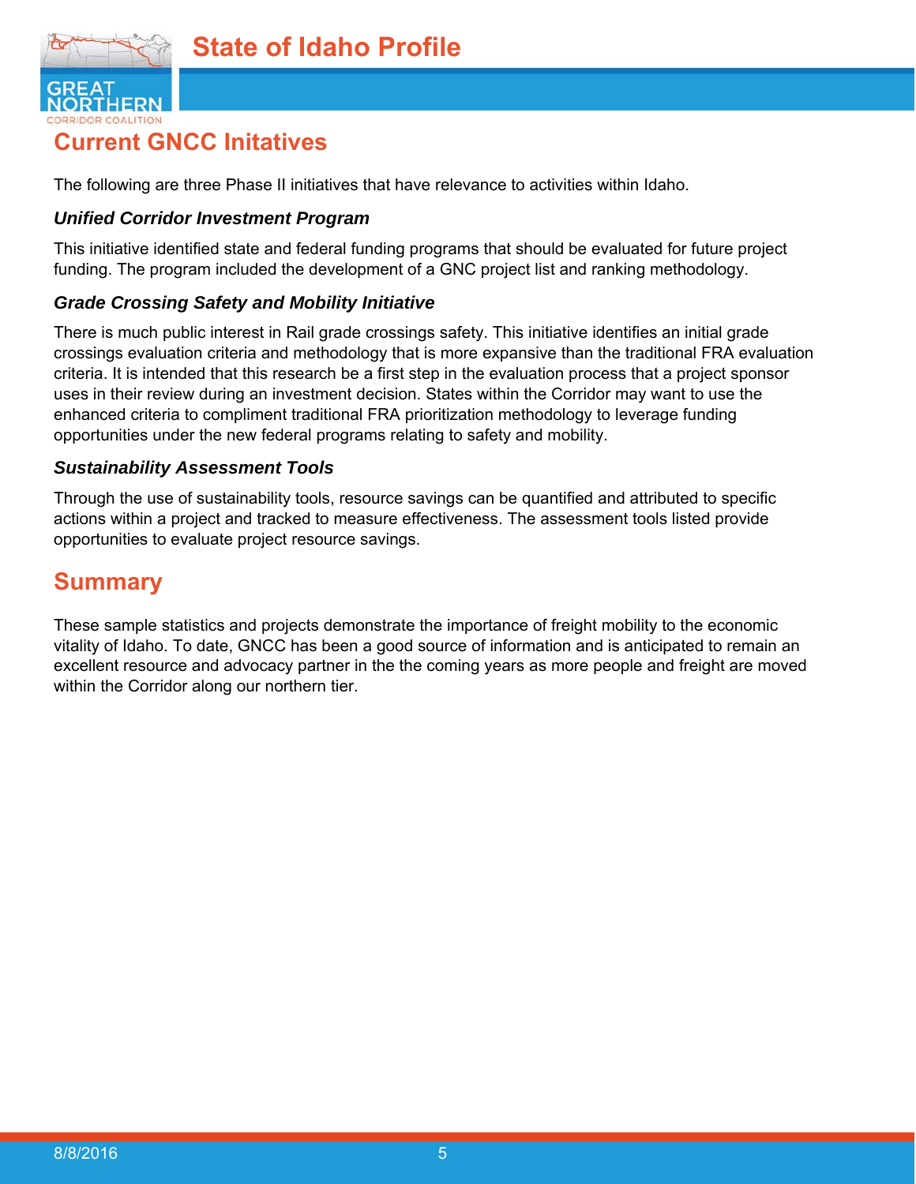## Current GNCC Initatives

The following are three Phase II initiatives that have relevance to activities within Idaho.

### *Unified Corridor Investment Program*

This initiative identified state and federal funding programs that should be evaluated for future project funding. The program included the development of a GNC project list and ranking methodology.

### *Grade Crossing Safety and Mobility Initiative*

There is much public interest in Rail grade crossings safety. This initiative identifies an initial grade crossings evaluation criteria and methodology that is more expansive than the traditional FRA evaluation criteria. It is intended that this research be a first step in the evaluation process that a project sponsor uses in their review during an investment decision. States within the Corridor may want to use the enhanced criteria to compliment traditional FRA prioritization methodology to leverage funding opportunities under the new federal programs relating to safety and mobility.

### *Sustainability Assessment Tools*

Through the use of sustainability tools, resource savings can be quantified and attributed to specific actions within a project and tracked to measure effectiveness. The assessment tools listed provide opportunities to evaluate project resource savings.

## Summary

These sample statistics and projects demonstrate the importance of freight mobility to the economic vitality of Idaho. To date, GNCC has been a good source of information and is anticipated to remain an excellent resource and advocacy partner in the the coming years as more people and freight are moved within the Corridor along our northern tier.